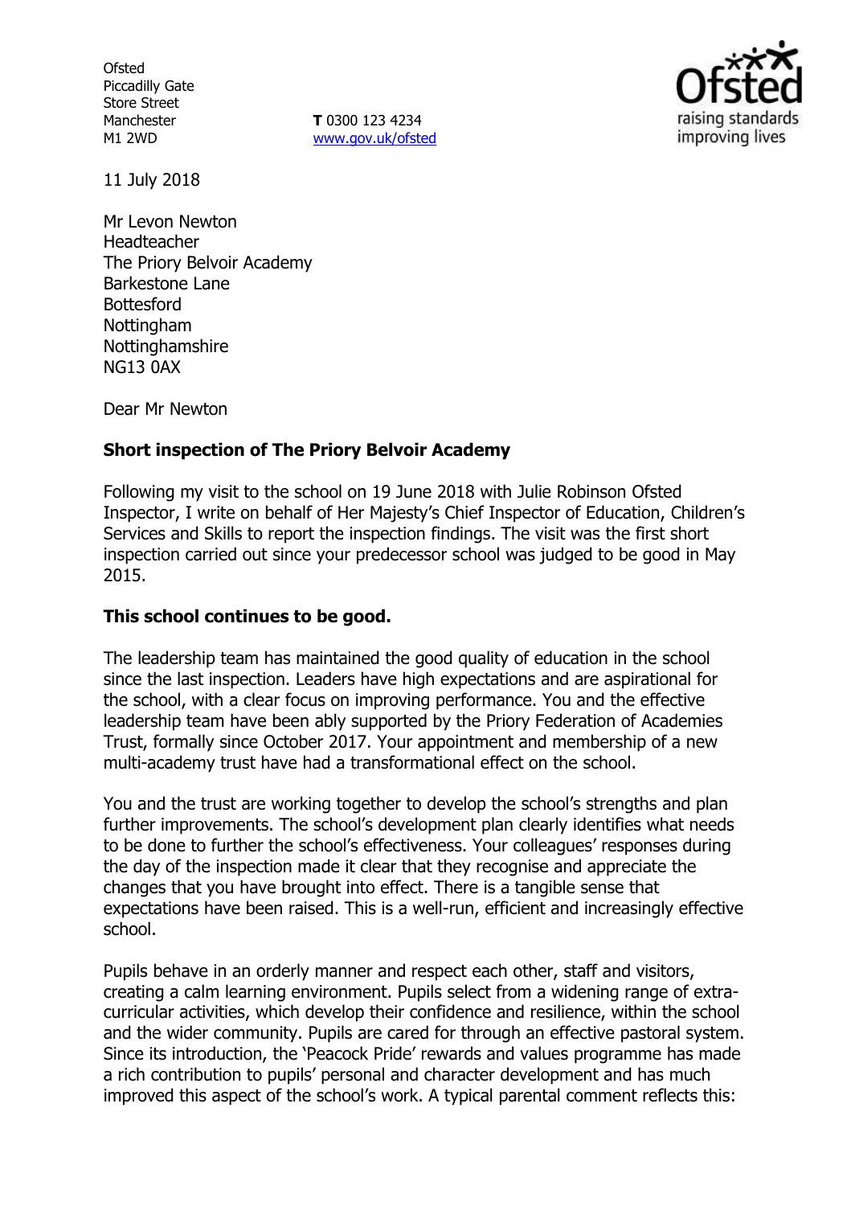Ofsted
Piccadilly Gate
Store Street
Manchester
M1 2WD

**T** 0300 123 4234
www.gov.uk/ofsted

11 July 2018

Mr Levon Newton
Headteacher
The Priory Belvoir Academy
Barkestone Lane
Bottesford
Nottingham
Nottinghamshire
NG13 0AX

Dear Mr Newton

**Short inspection of The Priory Belvoir Academy**

Following my visit to the school on 19 June 2018 with Julie Robinson Ofsted Inspector, I write on behalf of Her Majesty's Chief Inspector of Education, Children's Services and Skills to report the inspection findings. The visit was the first short inspection carried out since your predecessor school was judged to be good in May 2015.

**This school continues to be good.**

The leadership team has maintained the good quality of education in the school since the last inspection. Leaders have high expectations and are aspirational for the school, with a clear focus on improving performance. You and the effective leadership team have been ably supported by the Priory Federation of Academies Trust, formally since October 2017. Your appointment and membership of a new multi-academy trust have had a transformational effect on the school.

You and the trust are working together to develop the school's strengths and plan further improvements. The school's development plan clearly identifies what needs to be done to further the school's effectiveness. Your colleagues' responses during the day of the inspection made it clear that they recognise and appreciate the changes that you have brought into effect. There is a tangible sense that expectations have been raised. This is a well-run, efficient and increasingly effective school.

Pupils behave in an orderly manner and respect each other, staff and visitors, creating a calm learning environment. Pupils select from a widening range of extra-curricular activities, which develop their confidence and resilience, within the school and the wider community. Pupils are cared for through an effective pastoral system. Since its introduction, the 'Peacock Pride' rewards and values programme has made a rich contribution to pupils' personal and character development and has much improved this aspect of the school's work. A typical parental comment reflects this: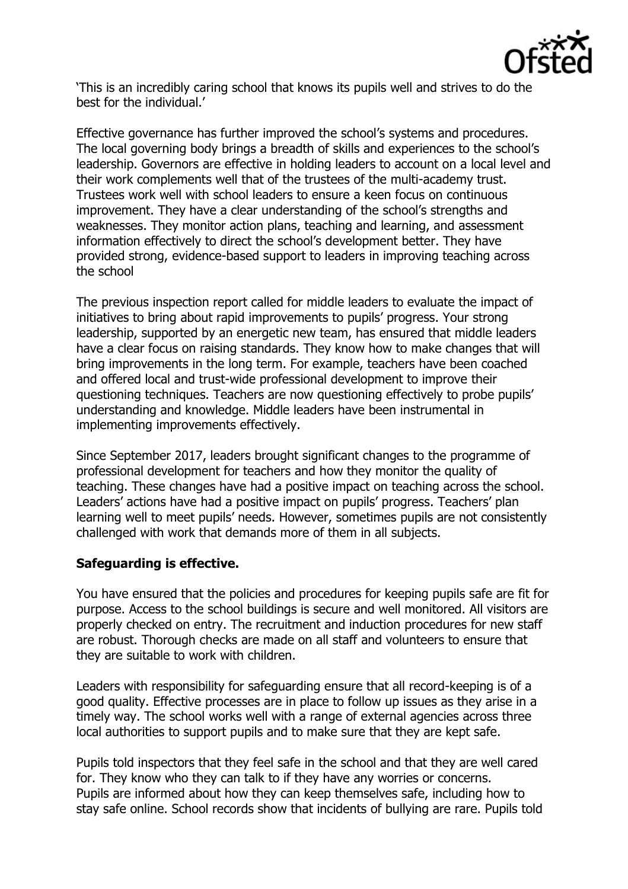'This is an incredibly caring school that knows its pupils well and strives to do the best for the individual.'

Effective governance has further improved the school's systems and procedures. The local governing body brings a breadth of skills and experiences to the school's leadership. Governors are effective in holding leaders to account on a local level and their work complements well that of the trustees of the multi-academy trust. Trustees work well with school leaders to ensure a keen focus on continuous improvement. They have a clear understanding of the school's strengths and weaknesses. They monitor action plans, teaching and learning, and assessment information effectively to direct the school's development better. They have provided strong, evidence-based support to leaders in improving teaching across the school

The previous inspection report called for middle leaders to evaluate the impact of initiatives to bring about rapid improvements to pupils' progress. Your strong leadership, supported by an energetic new team, has ensured that middle leaders have a clear focus on raising standards. They know how to make changes that will bring improvements in the long term. For example, teachers have been coached and offered local and trust-wide professional development to improve their questioning techniques. Teachers are now questioning effectively to probe pupils' understanding and knowledge. Middle leaders have been instrumental in implementing improvements effectively.

Since September 2017, leaders brought significant changes to the programme of professional development for teachers and how they monitor the quality of teaching. These changes have had a positive impact on teaching across the school. Leaders' actions have had a positive impact on pupils' progress. Teachers' plan learning well to meet pupils' needs. However, sometimes pupils are not consistently challenged with work that demands more of them in all subjects.

**Safeguarding is effective.**

You have ensured that the policies and procedures for keeping pupils safe are fit for purpose. Access to the school buildings is secure and well monitored. All visitors are properly checked on entry. The recruitment and induction procedures for new staff are robust. Thorough checks are made on all staff and volunteers to ensure that they are suitable to work with children.

Leaders with responsibility for safeguarding ensure that all record-keeping is of a good quality. Effective processes are in place to follow up issues as they arise in a timely way. The school works well with a range of external agencies across three local authorities to support pupils and to make sure that they are kept safe.

Pupils told inspectors that they feel safe in the school and that they are well cared for. They know who they can talk to if they have any worries or concerns. Pupils are informed about how they can keep themselves safe, including how to stay safe online. School records show that incidents of bullying are rare. Pupils told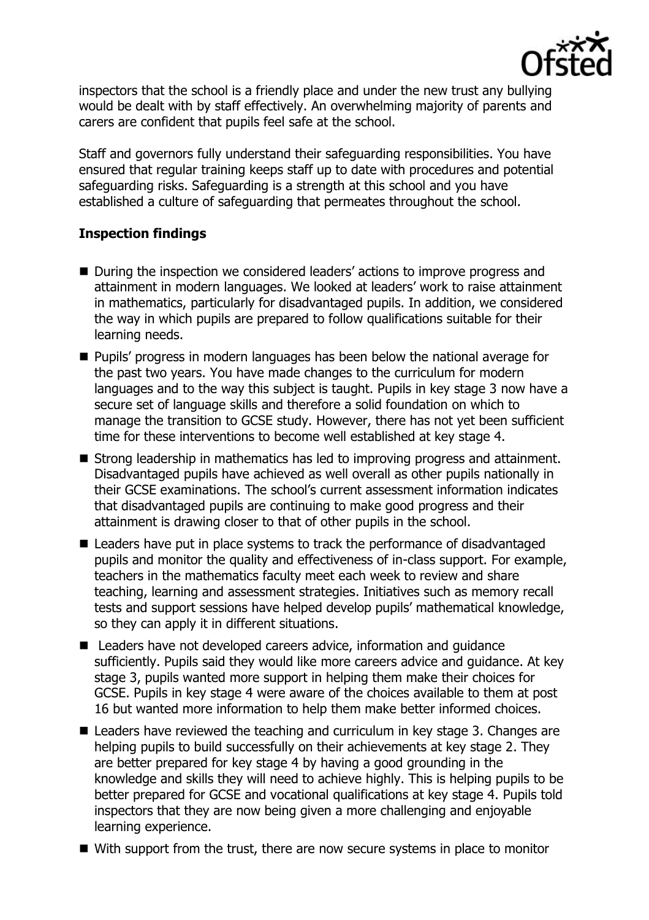inspectors that the school is a friendly place and under the new trust any bullying would be dealt with by staff effectively. An overwhelming majority of parents and carers are confident that pupils feel safe at the school.

Staff and governors fully understand their safeguarding responsibilities. You have ensured that regular training keeps staff up to date with procedures and potential safeguarding risks. Safeguarding is a strength at this school and you have established a culture of safeguarding that permeates throughout the school.

**Inspection findings**

- During the inspection we considered leaders' actions to improve progress and attainment in modern languages. We looked at leaders' work to raise attainment in mathematics, particularly for disadvantaged pupils. In addition, we considered the way in which pupils are prepared to follow qualifications suitable for their learning needs.
- Pupils' progress in modern languages has been below the national average for the past two years. You have made changes to the curriculum for modern languages and to the way this subject is taught. Pupils in key stage 3 now have a secure set of language skills and therefore a solid foundation on which to manage the transition to GCSE study. However, there has not yet been sufficient time for these interventions to become well established at key stage 4.
- Strong leadership in mathematics has led to improving progress and attainment. Disadvantaged pupils have achieved as well overall as other pupils nationally in their GCSE examinations. The school's current assessment information indicates that disadvantaged pupils are continuing to make good progress and their attainment is drawing closer to that of other pupils in the school.
- Leaders have put in place systems to track the performance of disadvantaged pupils and monitor the quality and effectiveness of in-class support. For example, teachers in the mathematics faculty meet each week to review and share teaching, learning and assessment strategies. Initiatives such as memory recall tests and support sessions have helped develop pupils' mathematical knowledge, so they can apply it in different situations.
- Leaders have not developed careers advice, information and guidance sufficiently. Pupils said they would like more careers advice and guidance. At key stage 3, pupils wanted more support in helping them make their choices for GCSE. Pupils in key stage 4 were aware of the choices available to them at post 16 but wanted more information to help them make better informed choices.
- Leaders have reviewed the teaching and curriculum in key stage 3. Changes are helping pupils to build successfully on their achievements at key stage 2. They are better prepared for key stage 4 by having a good grounding in the knowledge and skills they will need to achieve highly. This is helping pupils to be better prepared for GCSE and vocational qualifications at key stage 4. Pupils told inspectors that they are now being given a more challenging and enjoyable learning experience.
- With support from the trust, there are now secure systems in place to monitor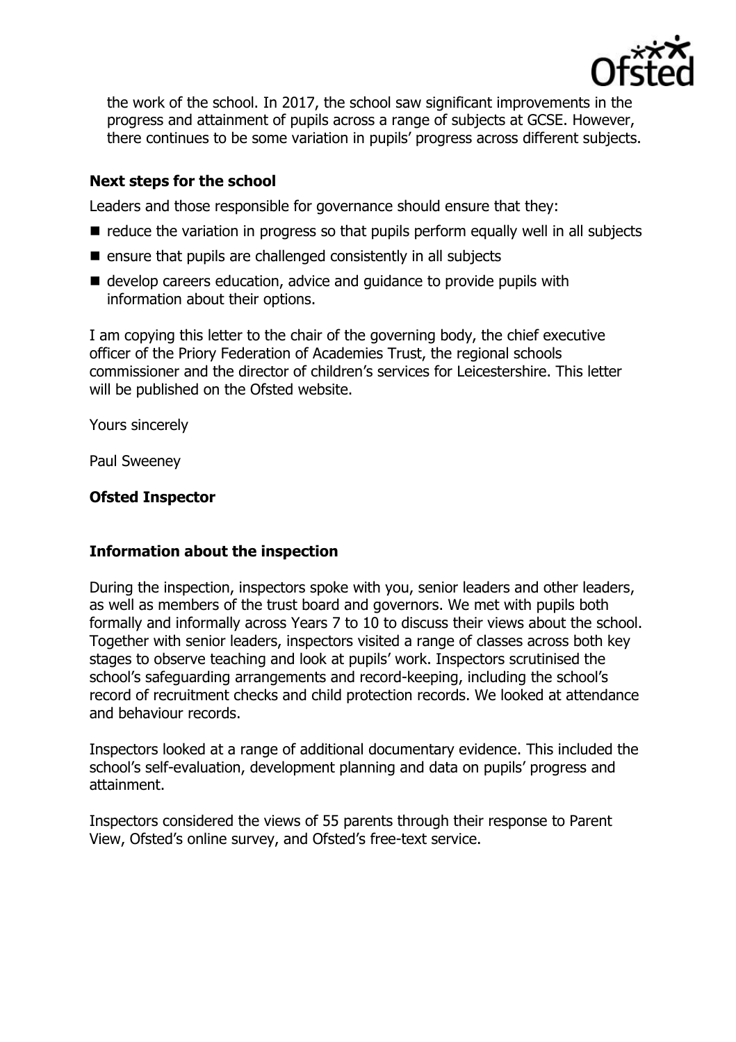the work of the school. In 2017, the school saw significant improvements in the progress and attainment of pupils across a range of subjects at GCSE. However, there continues to be some variation in pupils' progress across different subjects.

## Next steps for the school

Leaders and those responsible for governance should ensure that they:

- reduce the variation in progress so that pupils perform equally well in all subjects
- ensure that pupils are challenged consistently in all subjects
- develop careers education, advice and guidance to provide pupils with information about their options.

I am copying this letter to the chair of the governing body, the chief executive officer of the Priory Federation of Academies Trust, the regional schools commissioner and the director of children's services for Leicestershire. This letter will be published on the Ofsted website.

Yours sincerely

Paul Sweeney

**Ofsted Inspector**

## Information about the inspection

During the inspection, inspectors spoke with you, senior leaders and other leaders, as well as members of the trust board and governors. We met with pupils both formally and informally across Years 7 to 10 to discuss their views about the school. Together with senior leaders, inspectors visited a range of classes across both key stages to observe teaching and look at pupils' work. Inspectors scrutinised the school's safeguarding arrangements and record-keeping, including the school's record of recruitment checks and child protection records. We looked at attendance and behaviour records.

Inspectors looked at a range of additional documentary evidence. This included the school's self-evaluation, development planning and data on pupils' progress and attainment.

Inspectors considered the views of 55 parents through their response to Parent View, Ofsted's online survey, and Ofsted's free-text service.